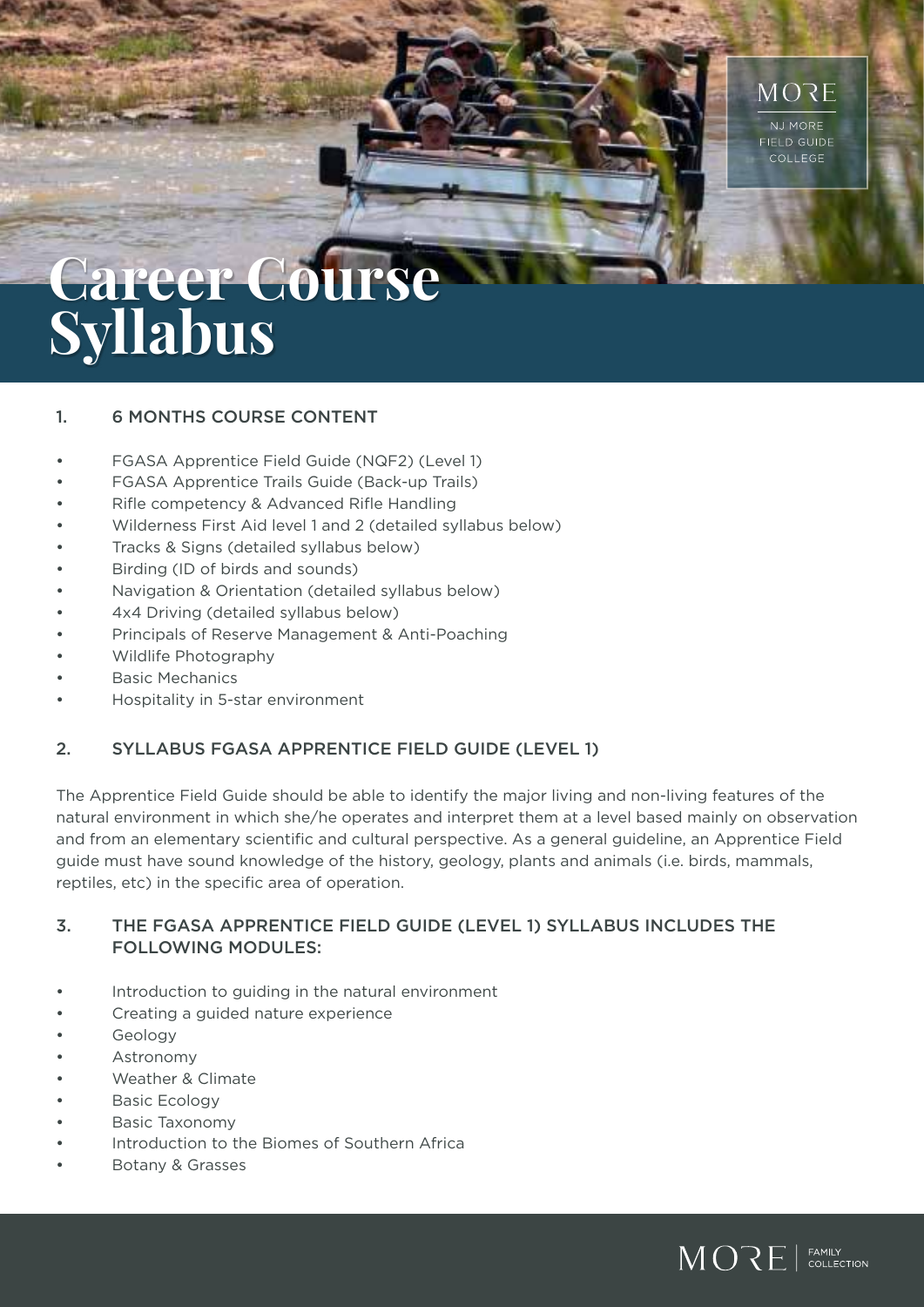# Career Course Syllabus

## 1. 6 MONTHS COURSE CONTENT

- FGASA Apprentice Field Guide (NQF2) (Level 1)
- FGASA Apprentice Trails Guide (Back-up Trails)
- Rifle competency & Advanced Rifle Handling
- Wilderness First Aid level 1 and 2 (detailed syllabus below)
- Tracks & Signs (detailed syllabus below)
- Birding (ID of birds and sounds)
- Navigation & Orientation (detailed syllabus below)
- 4x4 Driving (detailed syllabus below)
- Principals of Reserve Management & Anti-Poaching
- Wildlife Photography
- Basic Mechanics
- Hospitality in 5-star environment

## 2. SYLLABUS FGASA APPRENTICE FIELD GUIDE (LEVEL 1)

The Apprentice Field Guide should be able to identify the major living and non-living features of the natural environment in which she/he operates and interpret them at a level based mainly on observation and from an elementary scientific and cultural perspective. As a general guideline, an Apprentice Field guide must have sound knowledge of the history, geology, plants and animals (i.e. birds, mammals, reptiles, etc) in the specific area of operation.

## 3. THE FGASA APPRENTICE FIELD GUIDE (LEVEL 1) SYLLABUS INCLUDES THE FOLLOWING MODULES:

- Introduction to guiding in the natural environment
- Creating a guided nature experience
- Geology
- Astronomy
- Weather & Climate
- Basic Ecology
- Basic Taxonomy
- Introduction to the Biomes of Southern Africa
- Botany & Grasses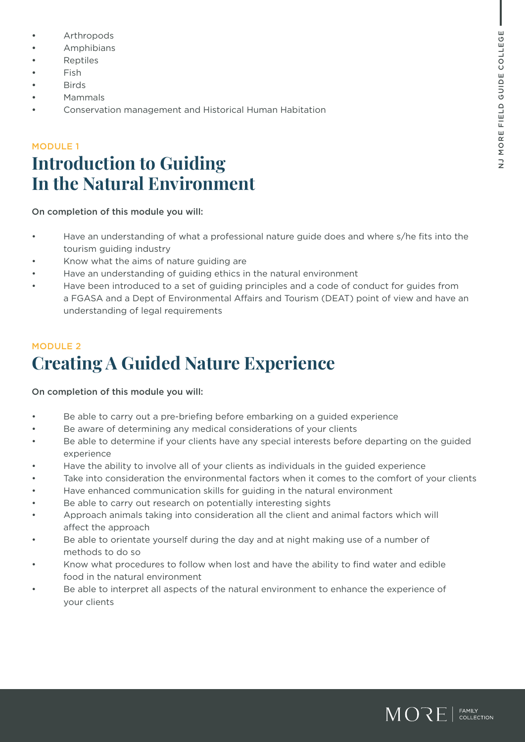- Arthropods
- Amphibians
- Reptiles
- Fish
- Birds
- Mammals
- Conservation management and Historical Human Habitation

MODULE 1

## Introduction to Guiding In the Natural Environment

On completion of this module you will:

- Have an understanding of what a professional nature guide does and where s/he fits into the tourism guiding industry
- Know what the aims of nature guiding are
- Have an understanding of guiding ethics in the natural environment
- Have been introduced to a set of guiding principles and a code of conduct for guides from a FGASA and a Dept of Environmental Affairs and Tourism (DEAT) point of view and have an understanding of legal requirements

MODULE 2

## Creating A Guided Nature Experience

On completion of this module you will:

- Be able to carry out a pre-briefing before embarking on a guided experience
- Be aware of determining any medical considerations of your clients
- Be able to determine if your clients have any special interests before departing on the guided experience
- Have the ability to involve all of your clients as individuals in the guided experience
- Take into consideration the environmental factors when it comes to the comfort of your clients
- Have enhanced communication skills for guiding in the natural environment
- Be able to carry out research on potentially interesting sights
- Approach animals taking into consideration all the client and animal factors which will affect the approach
- Be able to orientate yourself during the day and at night making use of a number of methods to do so
- Know what procedures to follow when lost and have the ability to find water and edible food in the natural environment
- Be able to interpret all aspects of the natural environment to enhance the experience of your clients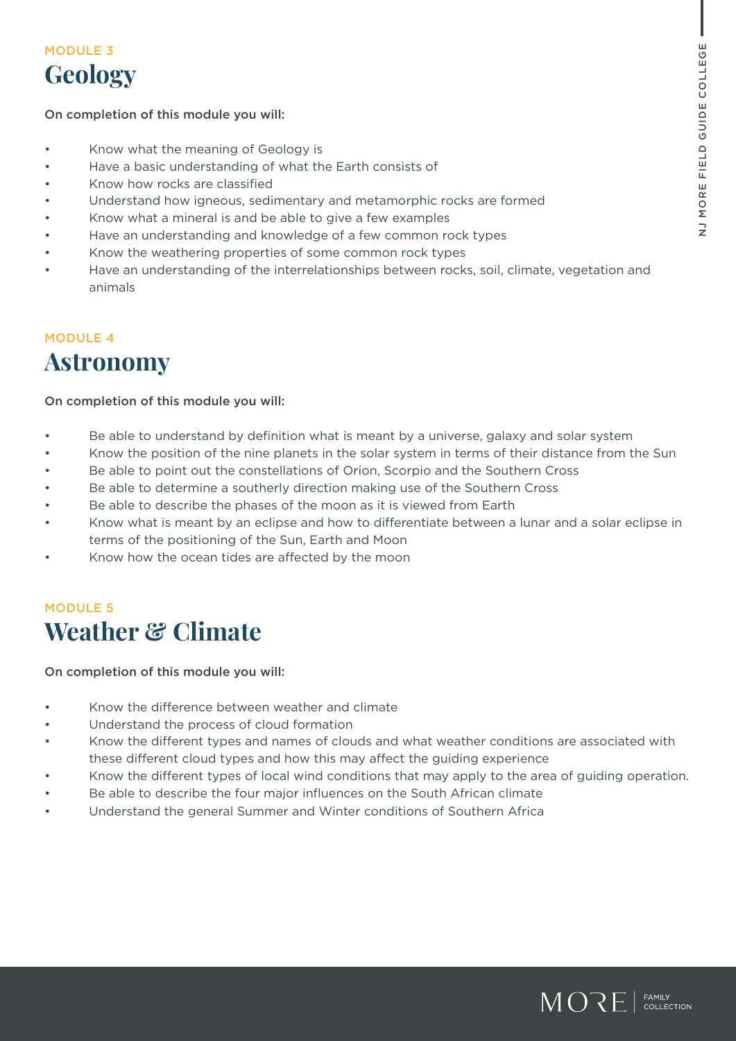MODULE 3

# Geology

**On completion of this module you will:**

- Know what the meaning of Geology is
- Have a basic understanding of what the Earth consists of
- Know how rocks are classified
- Understand how igneous, sedimentary and metamorphic rocks are formed
- Know what a mineral is and be able to give a few examples
- Have an understanding and knowledge of a few common rock types
- Know the weathering properties of some common rock types
- Have an understanding of the interrelationships between rocks, soil, climate, vegetation and animals

MODULE 4

# Astronomy

**On completion of this module you will:**

- Be able to understand by definition what is meant by a universe, galaxy and solar system
- Know the position of the nine planets in the solar system in terms of their distance from the Sun
- Be able to point out the constellations of Orion, Scorpio and the Southern Cross
- Be able to determine a southerly direction making use of the Southern Cross
- Be able to describe the phases of the moon as it is viewed from Earth
- Know what is meant by an eclipse and how to differentiate between a lunar and a solar eclipse in terms of the positioning of the Sun, Earth and Moon
- Know how the ocean tides are affected by the moon

MODULE 5

# Weather & Climate

**On completion of this module you will:**

- Know the difference between weather and climate
- Understand the process of cloud formation
- Know the different types and names of clouds and what weather conditions are associated with these different cloud types and how this may affect the guiding experience
- Know the different types of local wind conditions that may apply to the area of guiding operation.
- Be able to describe the four major influences on the South African climate
- Understand the general Summer and Winter conditions of Southern Africa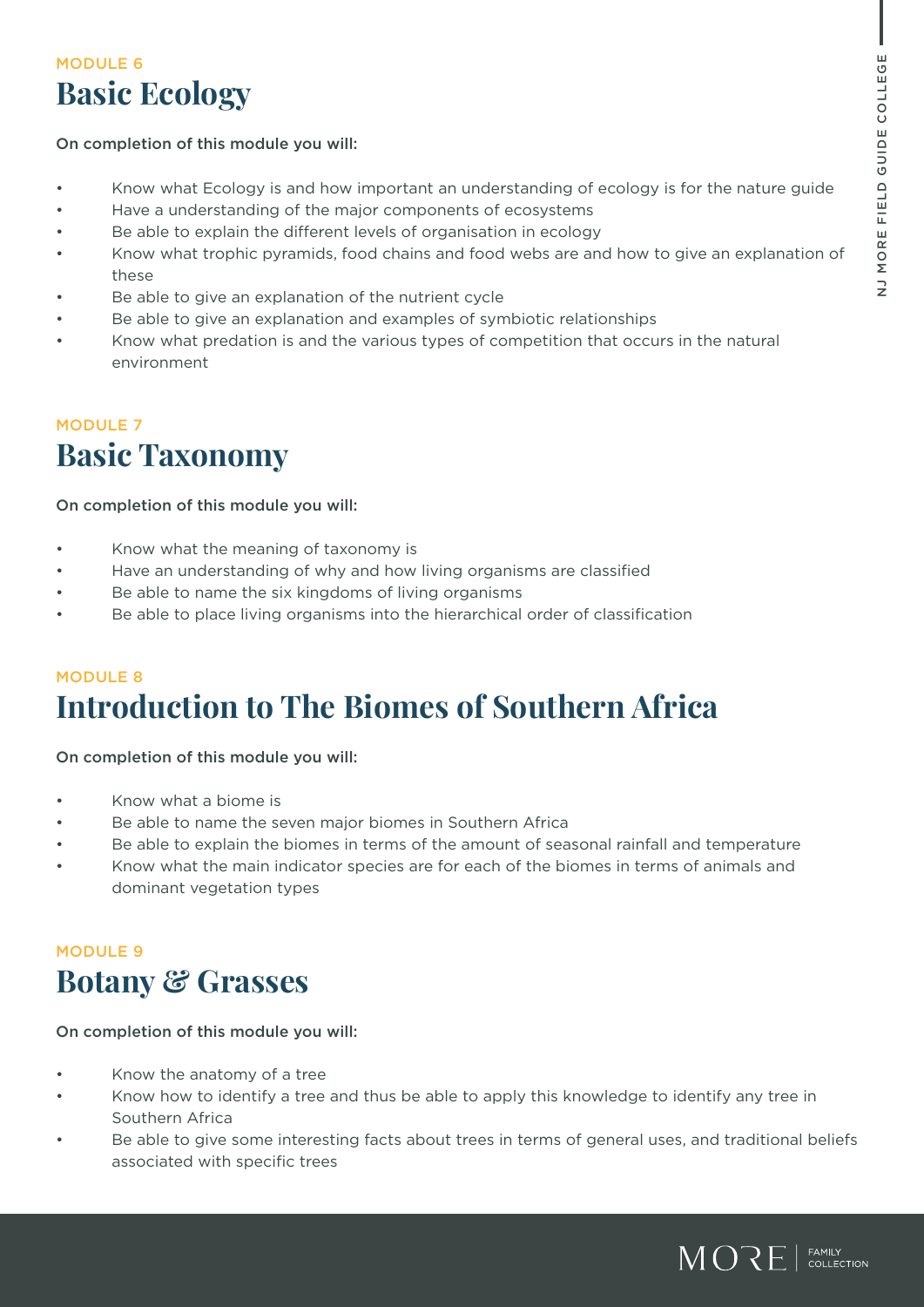MODULE 6

## Basic Ecology

**On completion of this module you will:**

- Know what Ecology is and how important an understanding of ecology is for the nature guide
- Have a understanding of the major components of ecosystems
- Be able to explain the different levels of organisation in ecology
- Know what trophic pyramids, food chains and food webs are and how to give an explanation of these
- Be able to give an explanation of the nutrient cycle
- Be able to give an explanation and examples of symbiotic relationships
- Know what predation is and the various types of competition that occurs in the natural environment

MODULE 7

## Basic Taxonomy

**On completion of this module you will:**

- Know what the meaning of taxonomy is
- Have an understanding of why and how living organisms are classified
- Be able to name the six kingdoms of living organisms
- Be able to place living organisms into the hierarchical order of classification

MODULE 8

## Introduction to The Biomes of Southern Africa

**On completion of this module you will:**

- Know what a biome is
- Be able to name the seven major biomes in Southern Africa
- Be able to explain the biomes in terms of the amount of seasonal rainfall and temperature
- Know what the main indicator species are for each of the biomes in terms of animals and dominant vegetation types

MODULE 9

## Botany & Grasses

**On completion of this module you will:**

- Know the anatomy of a tree
- Know how to identify a tree and thus be able to apply this knowledge to identify any tree in Southern Africa
- Be able to give some interesting facts about trees in terms of general uses, and traditional beliefs associated with specific trees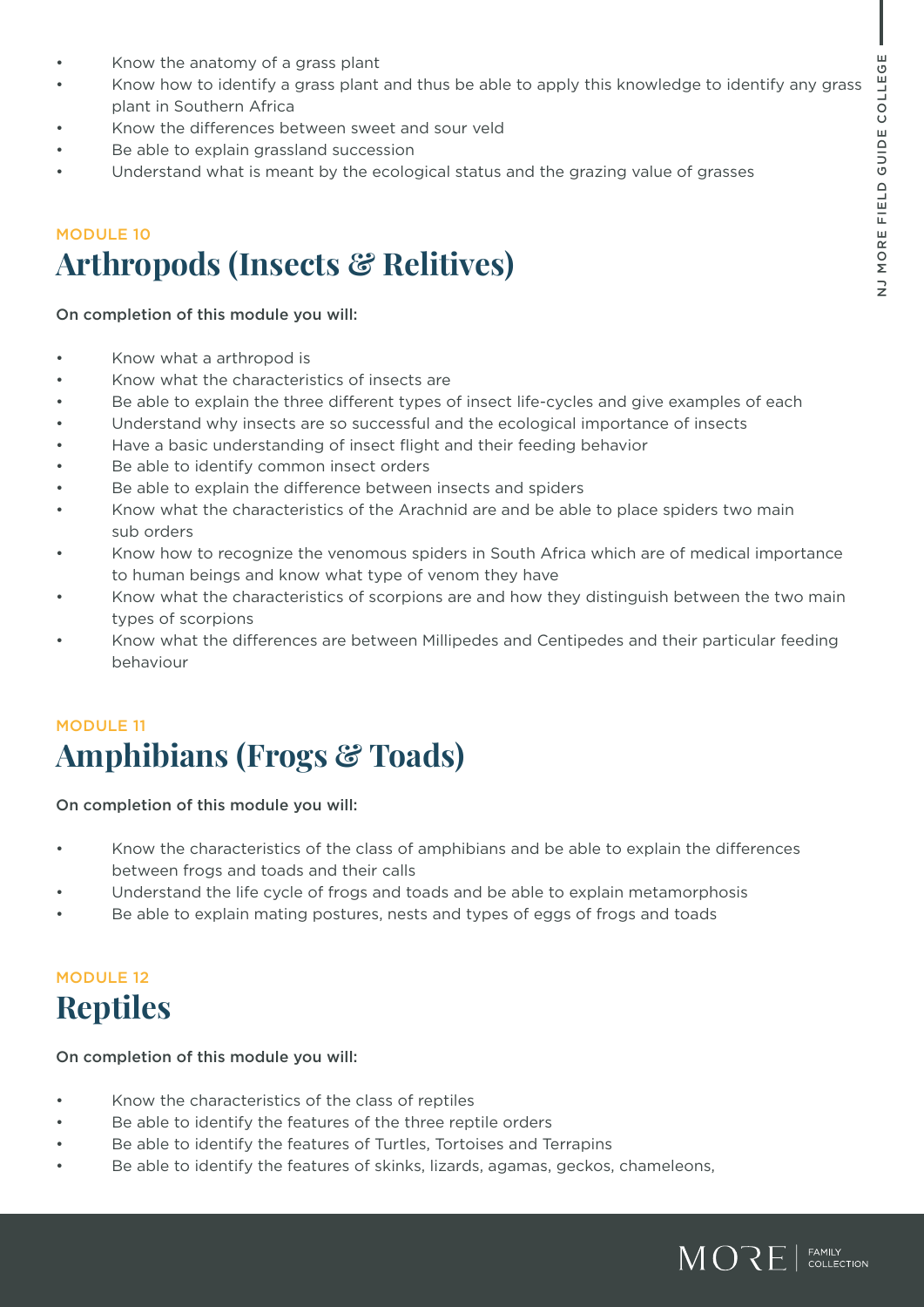- Know the anatomy of a grass plant
- Know how to identify a grass plant and thus be able to apply this knowledge to identify any grass plant in Southern Africa
- Know the differences between sweet and sour veld
- Be able to explain grassland succession
- Understand what is meant by the ecological status and the grazing value of grasses

MODULE 10

## Arthropods (Insects & Relitives)

On completion of this module you will:

- Know what a arthropod is
- Know what the characteristics of insects are
- Be able to explain the three different types of insect life-cycles and give examples of each
- Understand why insects are so successful and the ecological importance of insects
- Have a basic understanding of insect flight and their feeding behavior
- Be able to identify common insect orders
- Be able to explain the difference between insects and spiders
- Know what the characteristics of the Arachnid are and be able to place spiders two main sub orders
- Know how to recognize the venomous spiders in South Africa which are of medical importance to human beings and know what type of venom they have
- Know what the characteristics of scorpions are and how they distinguish between the two main types of scorpions
- Know what the differences are between Millipedes and Centipedes and their particular feeding behaviour

MODULE 11

## Amphibians (Frogs & Toads)

On completion of this module you will:

- Know the characteristics of the class of amphibians and be able to explain the differences between frogs and toads and their calls
- Understand the life cycle of frogs and toads and be able to explain metamorphosis
- Be able to explain mating postures, nests and types of eggs of frogs and toads

MODULE 12

## Reptiles

On completion of this module you will:

- Know the characteristics of the class of reptiles
- Be able to identify the features of the three reptile orders
- Be able to identify the features of Turtles, Tortoises and Terrapins
- Be able to identify the features of skinks, lizards, agamas, geckos, chameleons,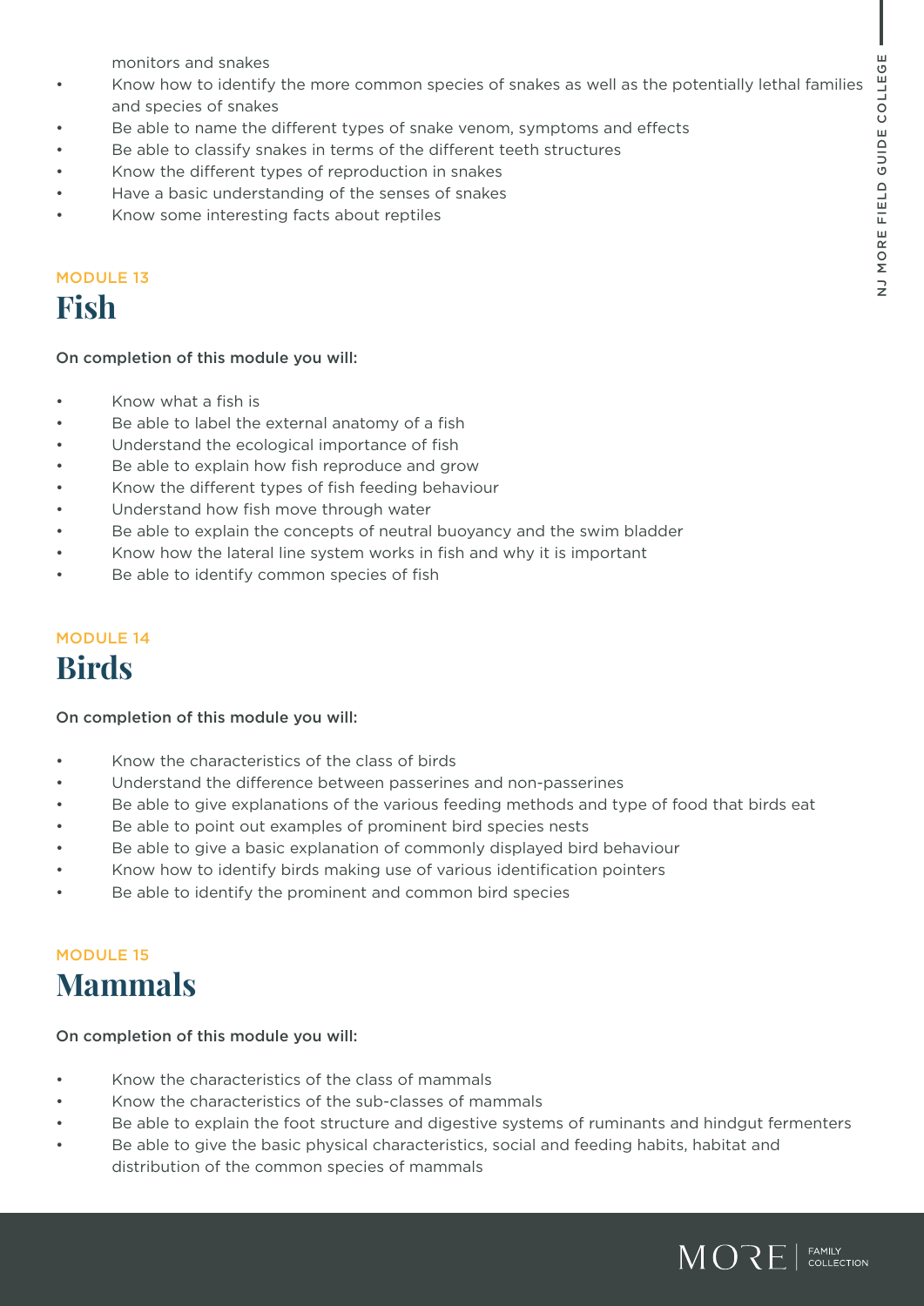monitors and snakes

- Know how to identify the more common species of snakes as well as the potentially lethal families and species of snakes
- Be able to name the different types of snake venom, symptoms and effects
- Be able to classify snakes in terms of the different teeth structures
- Know the different types of reproduction in snakes
- Have a basic understanding of the senses of snakes
- Know some interesting facts about reptiles

MODULE 13

## Fish

**On completion of this module you will:**

- Know what a fish is
- Be able to label the external anatomy of a fish
- Understand the ecological importance of fish
- Be able to explain how fish reproduce and grow
- Know the different types of fish feeding behaviour
- Understand how fish move through water
- Be able to explain the concepts of neutral buoyancy and the swim bladder
- Know how the lateral line system works in fish and why it is important
- Be able to identify common species of fish

MODULE 14

## Birds

**On completion of this module you will:**

- Know the characteristics of the class of birds
- Understand the difference between passerines and non-passerines
- Be able to give explanations of the various feeding methods and type of food that birds eat
- Be able to point out examples of prominent bird species nests
- Be able to give a basic explanation of commonly displayed bird behaviour
- Know how to identify birds making use of various identification pointers
- Be able to identify the prominent and common bird species

MODULE 15

## Mammals

**On completion of this module you will:**

- Know the characteristics of the class of mammals
- Know the characteristics of the sub-classes of mammals
- Be able to explain the foot structure and digestive systems of ruminants and hindgut fermenters
- Be able to give the basic physical characteristics, social and feeding habits, habitat and distribution of the common species of mammals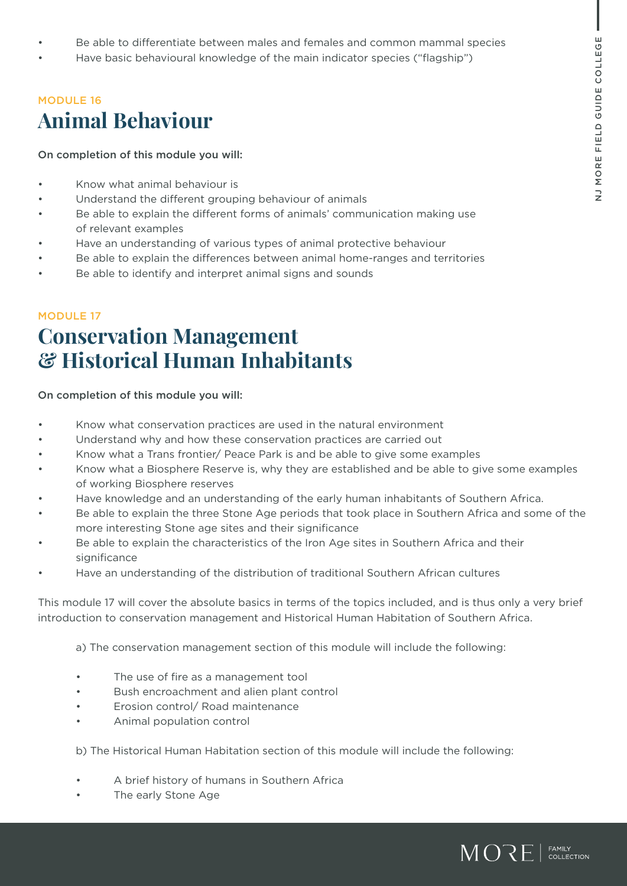- Be able to differentiate between males and females and common mammal species
- Have basic behavioural knowledge of the main indicator species ("flagship")

MODULE 16

## Animal Behaviour

On completion of this module you will:

- Know what animal behaviour is
- Understand the different grouping behaviour of animals
- Be able to explain the different forms of animals' communication making use of relevant examples
- Have an understanding of various types of animal protective behaviour
- Be able to explain the differences between animal home-ranges and territories
- Be able to identify and interpret animal signs and sounds

MODULE 17

## Conservation Management & Historical Human Inhabitants

On completion of this module you will:

- Know what conservation practices are used in the natural environment
- Understand why and how these conservation practices are carried out
- Know what a Trans frontier/ Peace Park is and be able to give some examples
- Know what a Biosphere Reserve is, why they are established and be able to give some examples of working Biosphere reserves
- Have knowledge and an understanding of the early human inhabitants of Southern Africa.
- Be able to explain the three Stone Age periods that took place in Southern Africa and some of the more interesting Stone age sites and their significance
- Be able to explain the characteristics of the Iron Age sites in Southern Africa and their significance
- Have an understanding of the distribution of traditional Southern African cultures

This module 17 will cover the absolute basics in terms of the topics included, and is thus only a very brief introduction to conservation management and Historical Human Habitation of Southern Africa.

a) The conservation management section of this module will include the following:

- The use of fire as a management tool
- Bush encroachment and alien plant control
- Erosion control/ Road maintenance
- Animal population control

b) The Historical Human Habitation section of this module will include the following:

- A brief history of humans in Southern Africa
- The early Stone Age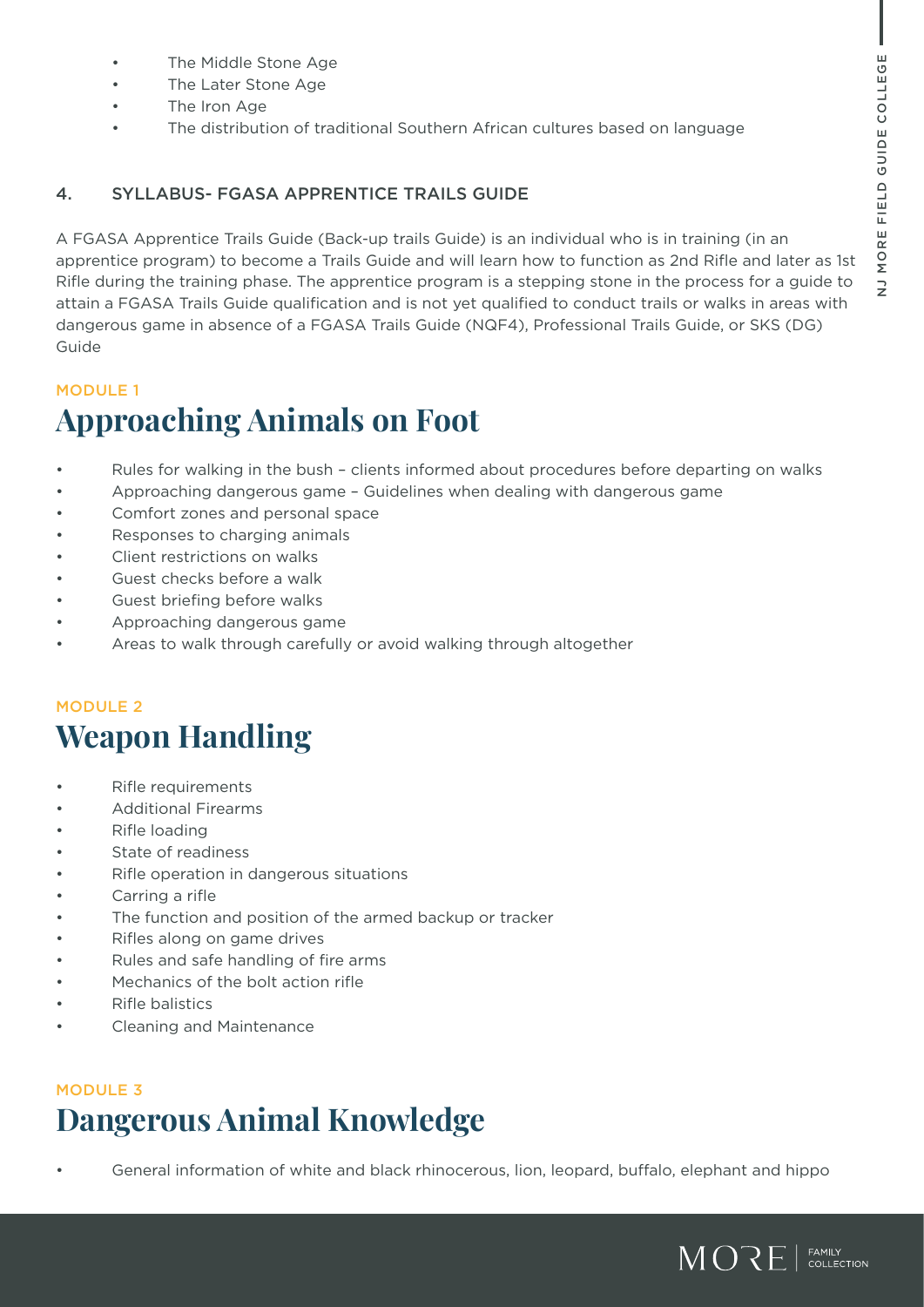- The Middle Stone Age
- The Later Stone Age
- The Iron Age
- The distribution of traditional Southern African cultures based on language

## 4. SYLLABUS- FGASA APPRENTICE TRAILS GUIDE

A FGASA Apprentice Trails Guide (Back-up trails Guide) is an individual who is in training (in an apprentice program) to become a Trails Guide and will learn how to function as 2nd Rifle and later as 1st Rifle during the training phase. The apprentice program is a stepping stone in the process for a guide to attain a FGASA Trails Guide qualification and is not yet qualified to conduct trails or walks in areas with dangerous game in absence of a FGASA Trails Guide (NQF4), Professional Trails Guide, or SKS (DG) Guide

MODULE 1

## Approaching Animals on Foot

- Rules for walking in the bush – clients informed about procedures before departing on walks
- Approaching dangerous game – Guidelines when dealing with dangerous game
- Comfort zones and personal space
- Responses to charging animals
- Client restrictions on walks
- Guest checks before a walk
- Guest briefing before walks
- Approaching dangerous game
- Areas to walk through carefully or avoid walking through altogether

MODULE 2

## Weapon Handling

- Rifle requirements
- Additional Firearms
- Rifle loading
- State of readiness
- Rifle operation in dangerous situations
- Carring a rifle
- The function and position of the armed backup or tracker
- Rifles along on game drives
- Rules and safe handling of fire arms
- Mechanics of the bolt action rifle
- Rifle balistics
- Cleaning and Maintenance

MODULE 3

## Dangerous Animal Knowledge

- General information of white and black rhinocerous, lion, leopard, buffalo, elephant and hippo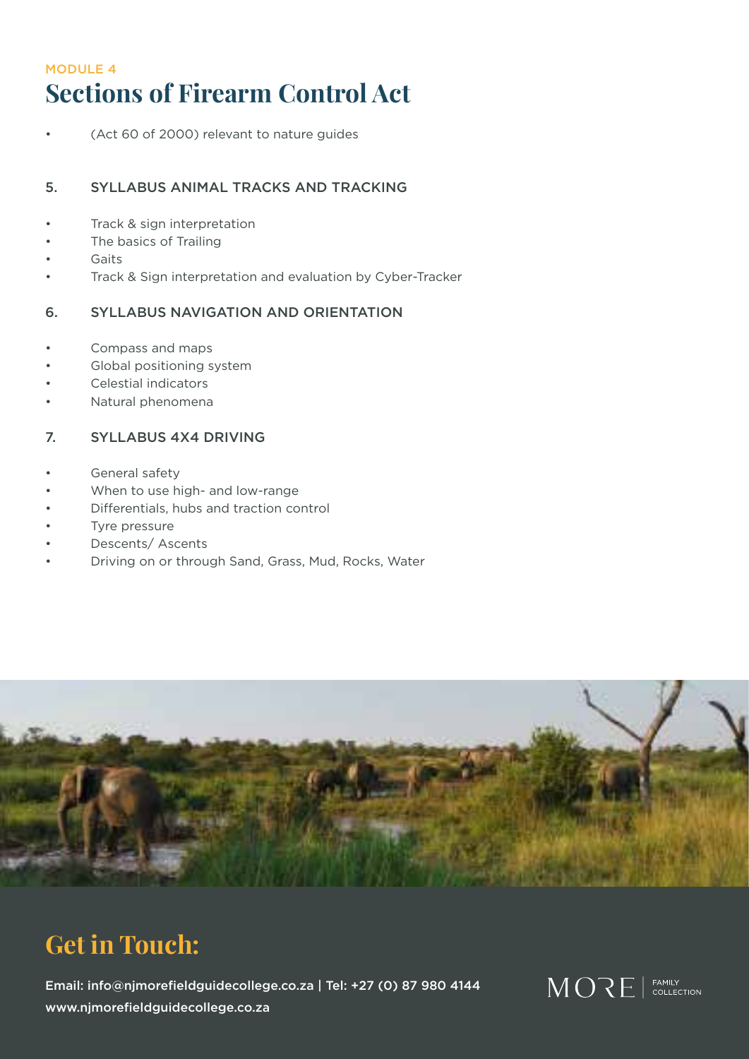MODULE 4

## Sections of Firearm Control Act

- (Act 60 of 2000) relevant to nature guides

### 5. SYLLABUS ANIMAL TRACKS AND TRACKING

- Track & sign interpretation
- The basics of Trailing
- Gaits
- Track & Sign interpretation and evaluation by Cyber-Tracker

### 6. SYLLABUS NAVIGATION AND ORIENTATION

- Compass and maps
- Global positioning system
- Celestial indicators
- Natural phenomena

### 7. SYLLABUS 4X4 DRIVING

- General safety
- When to use high- and low-range
- Differentials, hubs and traction control
- Tyre pressure
- Descents/ Ascents
- Driving on or through Sand, Grass, Mud, Rocks, Water

## Get in Touch:

Email: info@njmorefieldguidecollege.co.za | Tel: +27 (0) 87 980 4144
www.njmorefieldguidecollege.co.za

MORE | FAMILY COLLECTION